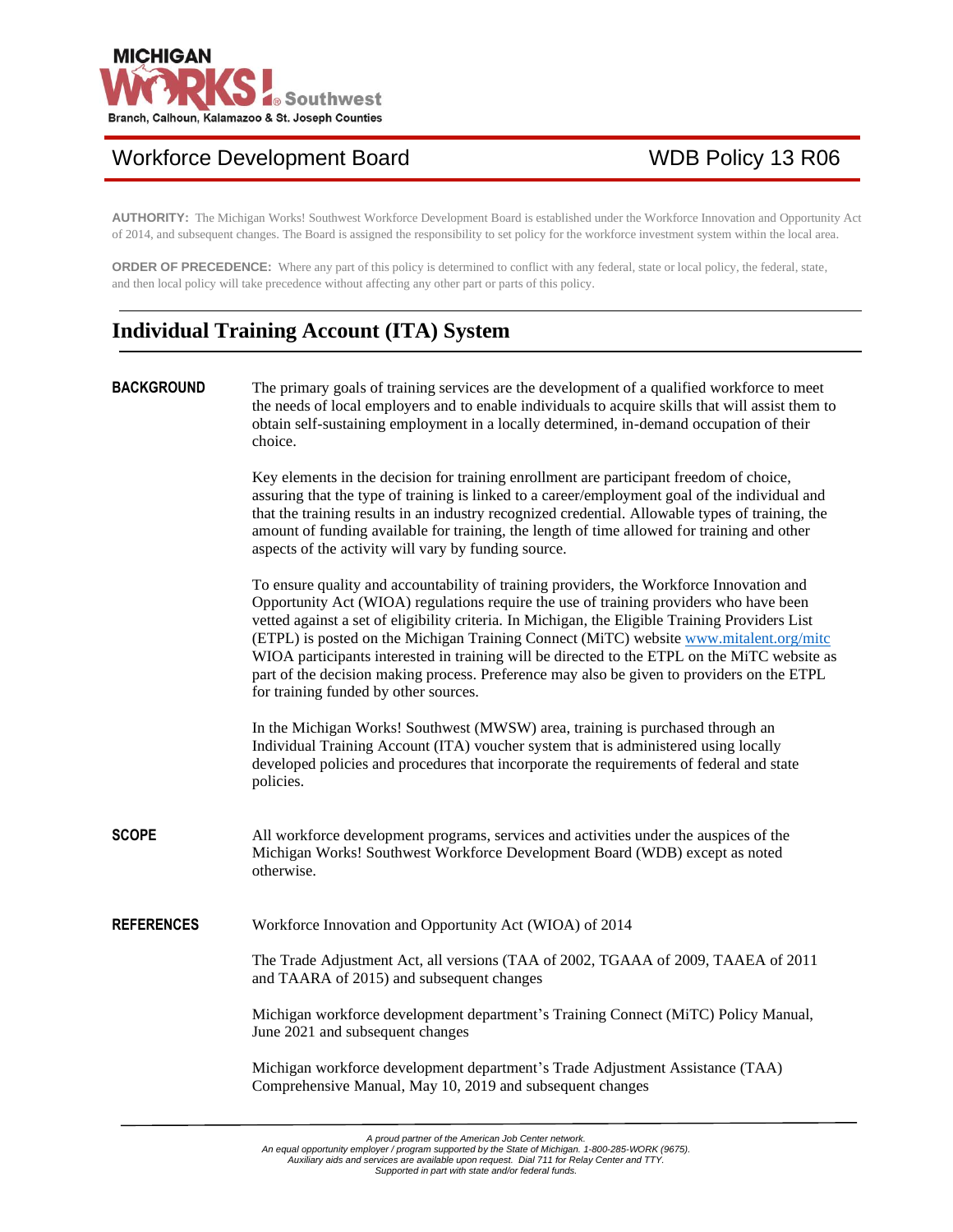MICHIGAN WORKS! Southwest

Branch, Calhoun, Kalamazoo & St. Joseph Counties

## Workforce Development Board — WDB Policy 13 R06

**AUTHORITY:** The Michigan Works! Southwest Workforce Development Board is established under the Workforce Innovation and Opportunity Act of 2014, and subsequent changes. The Board is assigned the responsibility to set policy for the workforce investment system within the local area.

**ORDER OF PRECEDENCE:** Where any part of this policy is determined to conflict with any federal, state or local policy, the federal, state, and then local policy will take precedence without affecting any other part or parts of this policy.

# Individual Training Account (ITA) System

**BACKGROUND**

The primary goals of training services are the development of a qualified workforce to meet the needs of local employers and to enable individuals to acquire skills that will assist them to obtain self-sustaining employment in a locally determined, in-demand occupation of their choice.

Key elements in the decision for training enrollment are participant freedom of choice, assuring that the type of training is linked to a career/employment goal of the individual and that the training results in an industry recognized credential. Allowable types of training, the amount of funding available for training, the length of time allowed for training and other aspects of the activity will vary by funding source.

To ensure quality and accountability of training providers, the Workforce Innovation and Opportunity Act (WIOA) regulations require the use of training providers who have been vetted against a set of eligibility criteria. In Michigan, the Eligible Training Providers List (ETPL) is posted on the Michigan Training Connect (MiTC) website www.mitalent.org/mitc WIOA participants interested in training will be directed to the ETPL on the MiTC website as part of the decision making process. Preference may also be given to providers on the ETPL for training funded by other sources.

In the Michigan Works! Southwest (MWSW) area, training is purchased through an Individual Training Account (ITA) voucher system that is administered using locally developed policies and procedures that incorporate the requirements of federal and state policies.

**SCOPE**

All workforce development programs, services and activities under the auspices of the Michigan Works! Southwest Workforce Development Board (WDB) except as noted otherwise.

**REFERENCES**

Workforce Innovation and Opportunity Act (WIOA) of 2014

The Trade Adjustment Act, all versions (TAA of 2002, TGAAA of 2009, TAAEA of 2011 and TAARA of 2015) and subsequent changes

Michigan workforce development department's Training Connect (MiTC) Policy Manual, June 2021 and subsequent changes

Michigan workforce development department's Trade Adjustment Assistance (TAA) Comprehensive Manual, May 10, 2019 and subsequent changes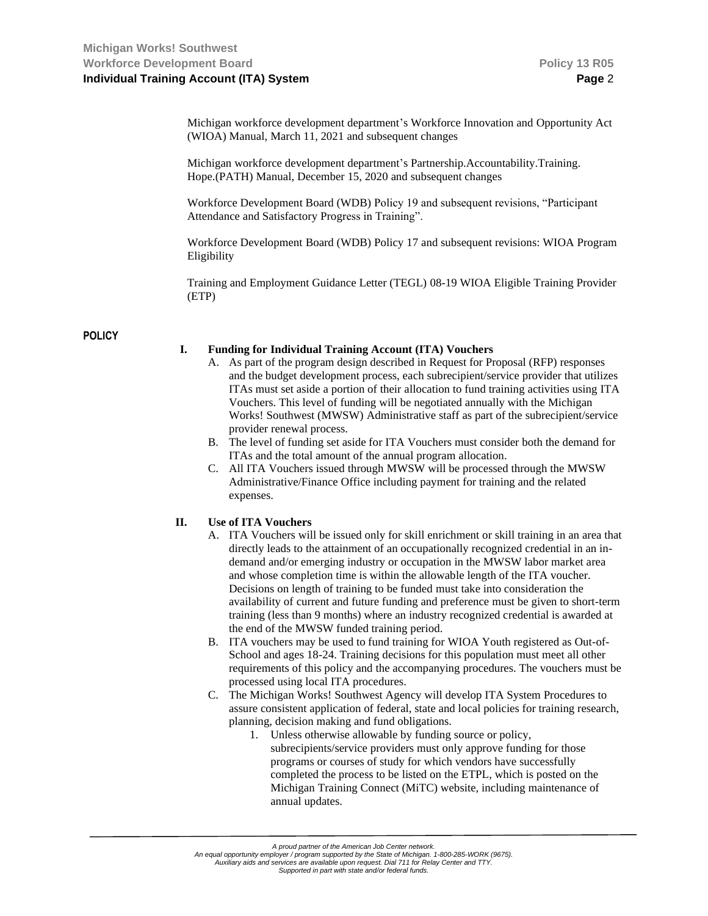Michigan workforce development department's Workforce Innovation and Opportunity Act (WIOA) Manual, March 11, 2021 and subsequent changes

Michigan workforce development department's Partnership.Accountability.Training. Hope.(PATH) Manual, December 15, 2020 and subsequent changes

Workforce Development Board (WDB) Policy 19 and subsequent revisions, "Participant Attendance and Satisfactory Progress in Training".

Workforce Development Board (WDB) Policy 17 and subsequent revisions: WIOA Program Eligibility

Training and Employment Guidance Letter (TEGL) 08-19 WIOA Eligible Training Provider (ETP)

## POLICY

**I. Funding for Individual Training Account (ITA) Vouchers**

A. As part of the program design described in Request for Proposal (RFP) responses and the budget development process, each subrecipient/service provider that utilizes ITAs must set aside a portion of their allocation to fund training activities using ITA Vouchers. This level of funding will be negotiated annually with the Michigan Works! Southwest (MWSW) Administrative staff as part of the subrecipient/service provider renewal process.

B. The level of funding set aside for ITA Vouchers must consider both the demand for ITAs and the total amount of the annual program allocation.

C. All ITA Vouchers issued through MWSW will be processed through the MWSW Administrative/Finance Office including payment for training and the related expenses.

**II. Use of ITA Vouchers**

A. ITA Vouchers will be issued only for skill enrichment or skill training in an area that directly leads to the attainment of an occupationally recognized credential in an in-demand and/or emerging industry or occupation in the MWSW labor market area and whose completion time is within the allowable length of the ITA voucher. Decisions on length of training to be funded must take into consideration the availability of current and future funding and preference must be given to short-term training (less than 9 months) where an industry recognized credential is awarded at the end of the MWSW funded training period.

B. ITA vouchers may be used to fund training for WIOA Youth registered as Out-of-School and ages 18-24. Training decisions for this population must meet all other requirements of this policy and the accompanying procedures. The vouchers must be processed using local ITA procedures.

C. The Michigan Works! Southwest Agency will develop ITA System Procedures to assure consistent application of federal, state and local policies for training research, planning, decision making and fund obligations.

1. Unless otherwise allowable by funding source or policy, subrecipients/service providers must only approve funding for those programs or courses of study for which vendors have successfully completed the process to be listed on the ETPL, which is posted on the Michigan Training Connect (MiTC) website, including maintenance of annual updates.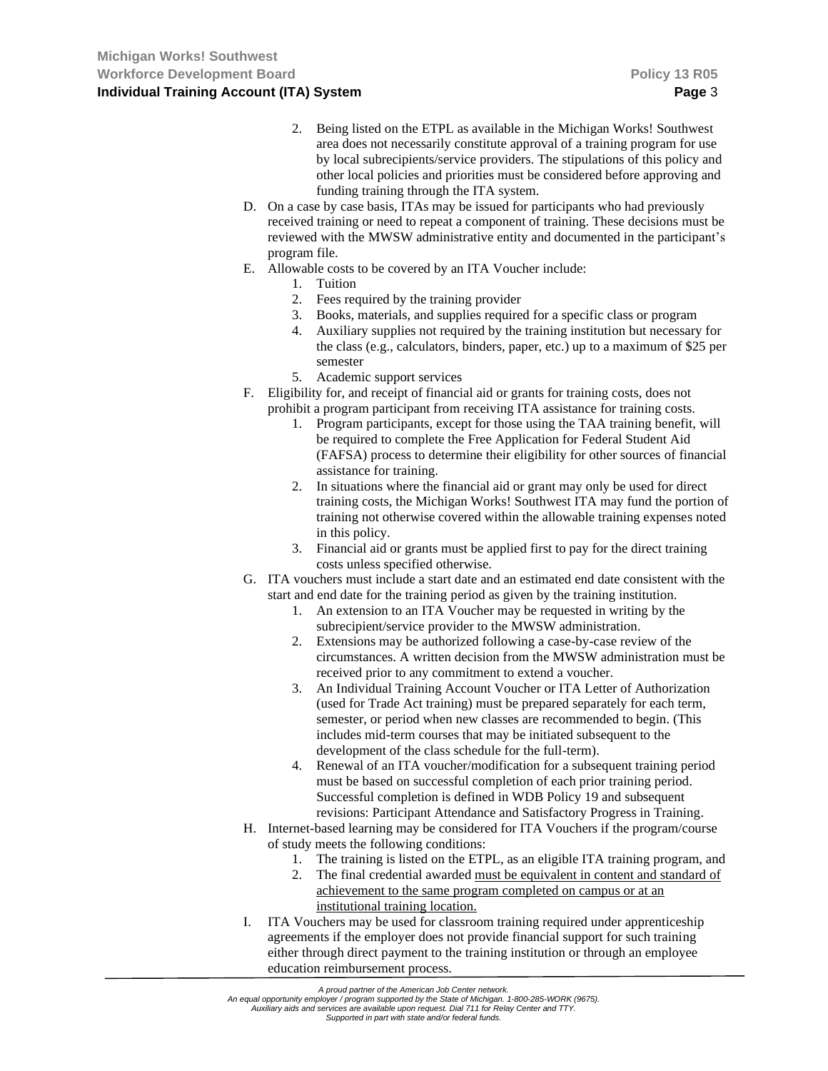2. Being listed on the ETPL as available in the Michigan Works! Southwest area does not necessarily constitute approval of a training program for use by local subrecipients/service providers. The stipulations of this policy and other local policies and priorities must be considered before approving and funding training through the ITA system.

D. On a case by case basis, ITAs may be issued for participants who had previously received training or need to repeat a component of training. These decisions must be reviewed with the MWSW administrative entity and documented in the participant's program file.

E. Allowable costs to be covered by an ITA Voucher include:
   1. Tuition
   2. Fees required by the training provider
   3. Books, materials, and supplies required for a specific class or program
   4. Auxiliary supplies not required by the training institution but necessary for the class (e.g., calculators, binders, paper, etc.) up to a maximum of $25 per semester
   5. Academic support services

F. Eligibility for, and receipt of financial aid or grants for training costs, does not prohibit a program participant from receiving ITA assistance for training costs.
   1. Program participants, except for those using the TAA training benefit, will be required to complete the Free Application for Federal Student Aid (FAFSA) process to determine their eligibility for other sources of financial assistance for training.
   2. In situations where the financial aid or grant may only be used for direct training costs, the Michigan Works! Southwest ITA may fund the portion of training not otherwise covered within the allowable training expenses noted in this policy.
   3. Financial aid or grants must be applied first to pay for the direct training costs unless specified otherwise.

G. ITA vouchers must include a start date and an estimated end date consistent with the start and end date for the training period as given by the training institution.
   1. An extension to an ITA Voucher may be requested in writing by the subrecipient/service provider to the MWSW administration.
   2. Extensions may be authorized following a case-by-case review of the circumstances. A written decision from the MWSW administration must be received prior to any commitment to extend a voucher.
   3. An Individual Training Account Voucher or ITA Letter of Authorization (used for Trade Act training) must be prepared separately for each term, semester, or period when new classes are recommended to begin. (This includes mid-term courses that may be initiated subsequent to the development of the class schedule for the full-term).
   4. Renewal of an ITA voucher/modification for a subsequent training period must be based on successful completion of each prior training period. Successful completion is defined in WDB Policy 19 and subsequent revisions: Participant Attendance and Satisfactory Progress in Training.

H. Internet-based learning may be considered for ITA Vouchers if the program/course of study meets the following conditions:
   1. The training is listed on the ETPL, as an eligible ITA training program, and
   2. The final credential awarded <u>must be equivalent in content and standard of achievement to the same program completed on campus or at an institutional training location.</u>

I. ITA Vouchers may be used for classroom training required under apprenticeship agreements if the employer does not provide financial support for such training either through direct payment to the training institution or through an employee education reimbursement process.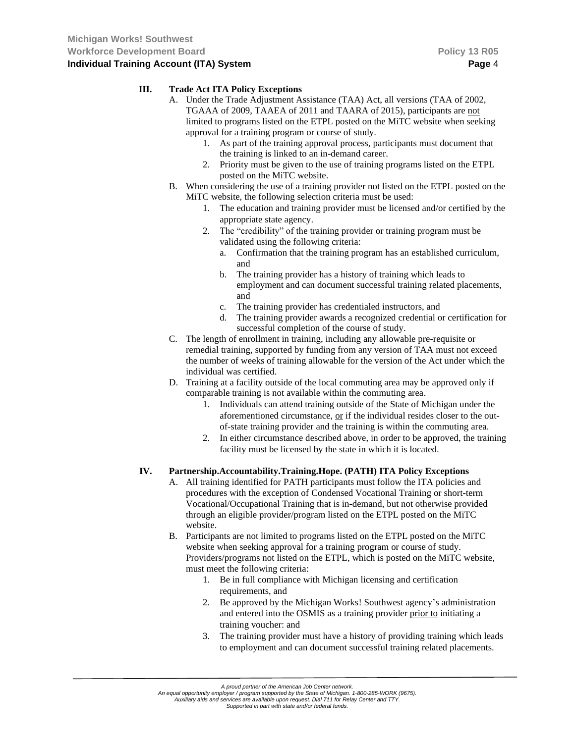## III. Trade Act ITA Policy Exceptions

A. Under the Trade Adjustment Assistance (TAA) Act, all versions (TAA of 2002, TGAAA of 2009, TAAEA of 2011 and TAARA of 2015), participants are <u>not</u> limited to programs listed on the ETPL posted on the MiTC website when seeking approval for a training program or course of study.

   1. As part of the training approval process, participants must document that the training is linked to an in-demand career.
   2. Priority must be given to the use of training programs listed on the ETPL posted on the MiTC website.

B. When considering the use of a training provider not listed on the ETPL posted on the MiTC website, the following selection criteria must be used:

   1. The education and training provider must be licensed and/or certified by the appropriate state agency.
   2. The "credibility" of the training provider or training program must be validated using the following criteria:
      a. Confirmation that the training program has an established curriculum, and
      b. The training provider has a history of training which leads to employment and can document successful training related placements, and
      c. The training provider has credentialed instructors, and
      d. The training provider awards a recognized credential or certification for successful completion of the course of study.

C. The length of enrollment in training, including any allowable pre-requisite or remedial training, supported by funding from any version of TAA must not exceed the number of weeks of training allowable for the version of the Act under which the individual was certified.

D. Training at a facility outside of the local commuting area may be approved only if comparable training is not available within the commuting area.

   1. Individuals can attend training outside of the State of Michigan under the aforementioned circumstance, <u>or</u> if the individual resides closer to the out-of-state training provider and the training is within the commuting area.
   2. In either circumstance described above, in order to be approved, the training facility must be licensed by the state in which it is located.

## IV. Partnership.Accountability.Training.Hope. (PATH) ITA Policy Exceptions

A. All training identified for PATH participants must follow the ITA policies and procedures with the exception of Condensed Vocational Training or short-term Vocational/Occupational Training that is in-demand, but not otherwise provided through an eligible provider/program listed on the ETPL posted on the MiTC website.

B. Participants are not limited to programs listed on the ETPL posted on the MiTC website when seeking approval for a training program or course of study. Providers/programs not listed on the ETPL, which is posted on the MiTC website, must meet the following criteria:

   1. Be in full compliance with Michigan licensing and certification requirements, and
   2. Be approved by the Michigan Works! Southwest agency's administration and entered into the OSMIS as a training provider <u>prior to</u> initiating a training voucher: and
   3. The training provider must have a history of providing training which leads to employment and can document successful training related placements.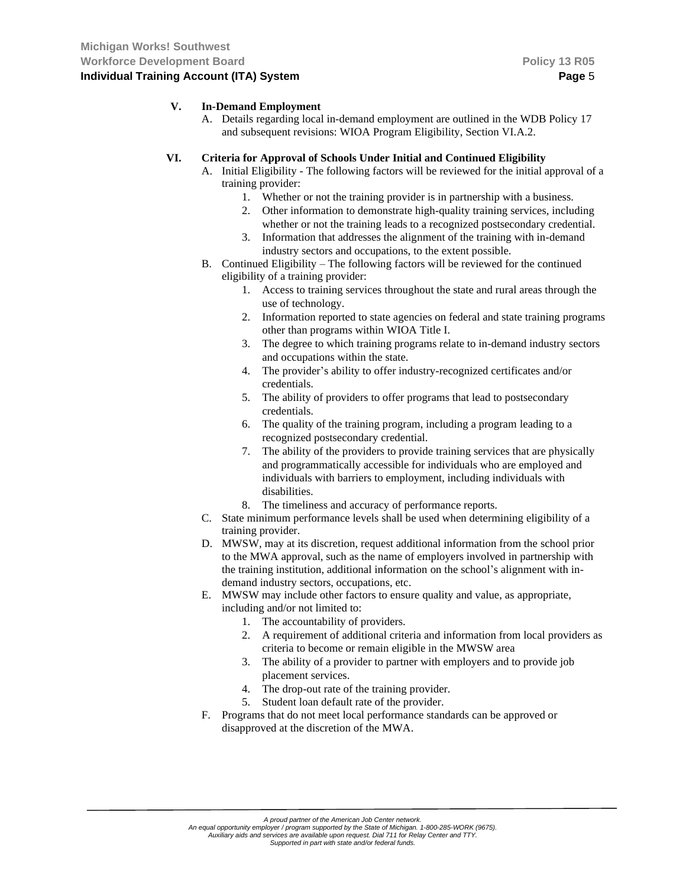## V. In-Demand Employment

A. Details regarding local in-demand employment are outlined in the WDB Policy 17 and subsequent revisions: WIOA Program Eligibility, Section VI.A.2.

## VI. Criteria for Approval of Schools Under Initial and Continued Eligibility

A. Initial Eligibility - The following factors will be reviewed for the initial approval of a training provider:
   1. Whether or not the training provider is in partnership with a business.
   2. Other information to demonstrate high-quality training services, including whether or not the training leads to a recognized postsecondary credential.
   3. Information that addresses the alignment of the training with in-demand industry sectors and occupations, to the extent possible.

B. Continued Eligibility – The following factors will be reviewed for the continued eligibility of a training provider:
   1. Access to training services throughout the state and rural areas through the use of technology.
   2. Information reported to state agencies on federal and state training programs other than programs within WIOA Title I.
   3. The degree to which training programs relate to in-demand industry sectors and occupations within the state.
   4. The provider's ability to offer industry-recognized certificates and/or credentials.
   5. The ability of providers to offer programs that lead to postsecondary credentials.
   6. The quality of the training program, including a program leading to a recognized postsecondary credential.
   7. The ability of the providers to provide training services that are physically and programmatically accessible for individuals who are employed and individuals with barriers to employment, including individuals with disabilities.
   8. The timeliness and accuracy of performance reports.

C. State minimum performance levels shall be used when determining eligibility of a training provider.

D. MWSW, may at its discretion, request additional information from the school prior to the MWA approval, such as the name of employers involved in partnership with the training institution, additional information on the school's alignment with in-demand industry sectors, occupations, etc.

E. MWSW may include other factors to ensure quality and value, as appropriate, including and/or not limited to:
   1. The accountability of providers.
   2. A requirement of additional criteria and information from local providers as criteria to become or remain eligible in the MWSW area
   3. The ability of a provider to partner with employers and to provide job placement services.
   4. The drop-out rate of the training provider.
   5. Student loan default rate of the provider.

F. Programs that do not meet local performance standards can be approved or disapproved at the discretion of the MWA.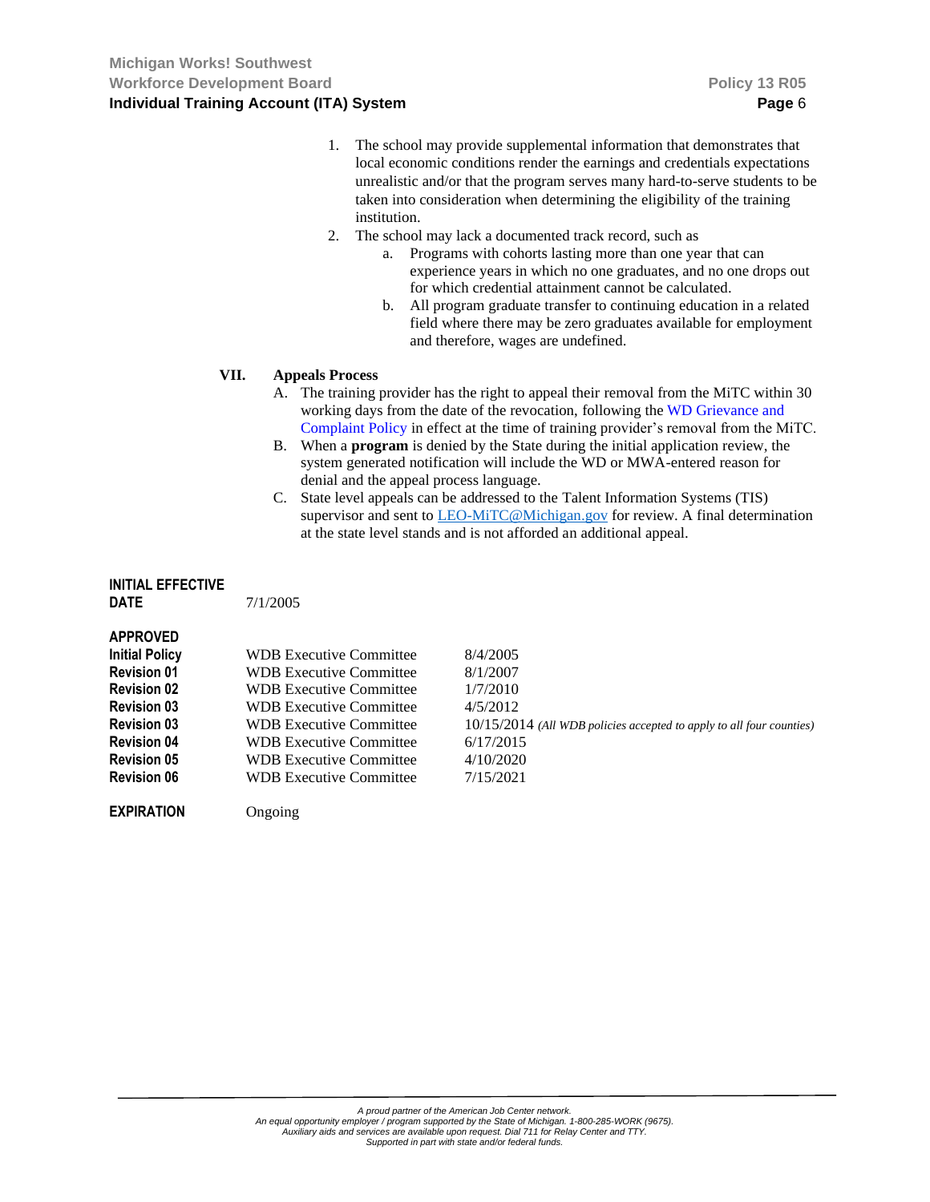1. The school may provide supplemental information that demonstrates that local economic conditions render the earnings and credentials expectations unrealistic and/or that the program serves many hard-to-serve students to be taken into consideration when determining the eligibility of the training institution.
2. The school may lack a documented track record, such as
   a. Programs with cohorts lasting more than one year that can experience years in which no one graduates, and no one drops out for which credential attainment cannot be calculated.
   b. All program graduate transfer to continuing education in a related field where there may be zero graduates available for employment and therefore, wages are undefined.

## VII. Appeals Process

A. The training provider has the right to appeal their removal from the MiTC within 30 working days from the date of the revocation, following the WD Grievance and Complaint Policy in effect at the time of training provider's removal from the MiTC.

B. When a **program** is denied by the State during the initial application review, the system generated notification will include the WD or MWA-entered reason for denial and the appeal process language.

C. State level appeals can be addressed to the Talent Information Systems (TIS) supervisor and sent to LEO-MiTC@Michigan.gov for review. A final determination at the state level stands and is not afforded an additional appeal.

**INITIAL EFFECTIVE DATE** 7/1/2005

**APPROVED**

| | | |
|---|---|---|
| **Initial Policy** | WDB Executive Committee | 8/4/2005 |
| **Revision 01** | WDB Executive Committee | 8/1/2007 |
| **Revision 02** | WDB Executive Committee | 1/7/2010 |
| **Revision 03** | WDB Executive Committee | 4/5/2012 |
| **Revision 03** | WDB Executive Committee | 10/15/2014 *(All WDB policies accepted to apply to all four counties)* |
| **Revision 04** | WDB Executive Committee | 6/17/2015 |
| **Revision 05** | WDB Executive Committee | 4/10/2020 |
| **Revision 06** | WDB Executive Committee | 7/15/2021 |

**EXPIRATION** Ongoing